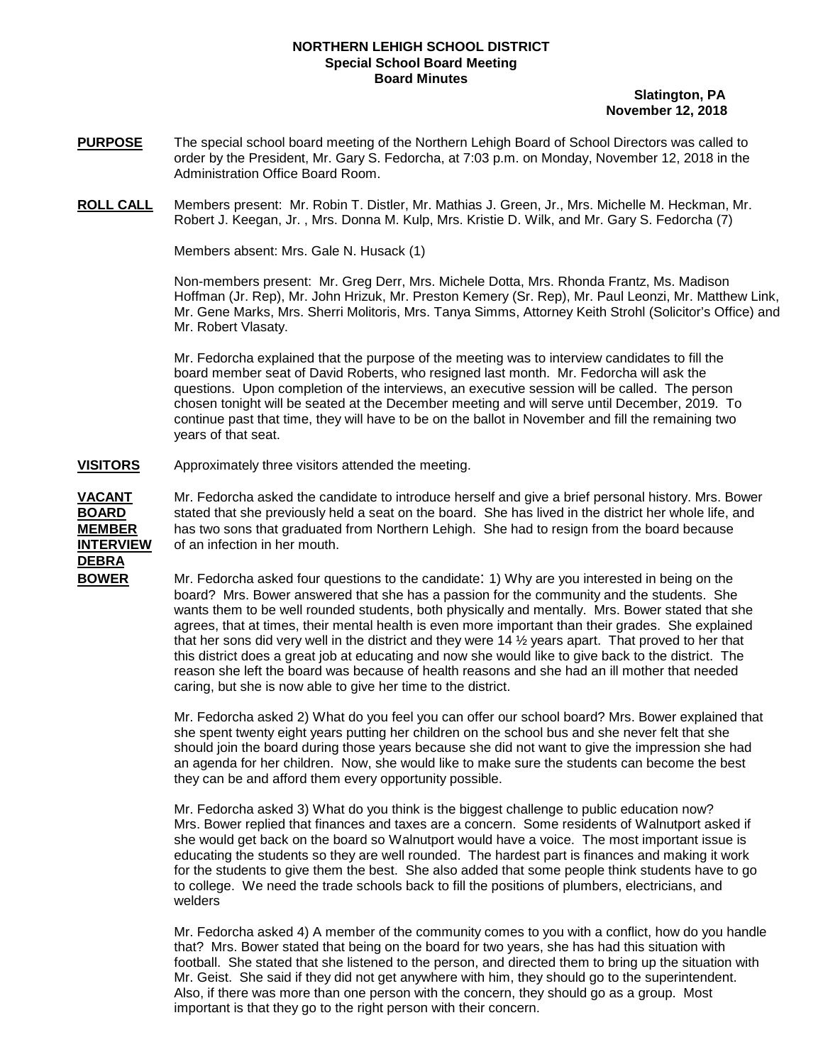**NORTHERN LEHIGH SCHOOL DISTRICT**
**Special School Board Meeting**
**Board Minutes**

**Slatington, PA**
**November 12, 2018**

**PURPOSE** The special school board meeting of the Northern Lehigh Board of School Directors was called to order by the President, Mr. Gary S. Fedorcha, at 7:03 p.m. on Monday, November 12, 2018 in the Administration Office Board Room.

**ROLL CALL** Members present: Mr. Robin T. Distler, Mr. Mathias J. Green, Jr., Mrs. Michelle M. Heckman, Mr. Robert J. Keegan, Jr. , Mrs. Donna M. Kulp, Mrs. Kristie D. Wilk, and Mr. Gary S. Fedorcha (7)

Members absent: Mrs. Gale N. Husack (1)

Non-members present: Mr. Greg Derr, Mrs. Michele Dotta, Mrs. Rhonda Frantz, Ms. Madison Hoffman (Jr. Rep), Mr. John Hrizuk, Mr. Preston Kemery (Sr. Rep), Mr. Paul Leonzi, Mr. Matthew Link, Mr. Gene Marks, Mrs. Sherri Molitoris, Mrs. Tanya Simms, Attorney Keith Strohl (Solicitor's Office) and Mr. Robert Vlasaty.

Mr. Fedorcha explained that the purpose of the meeting was to interview candidates to fill the board member seat of David Roberts, who resigned last month. Mr. Fedorcha will ask the questions. Upon completion of the interviews, an executive session will be called. The person chosen tonight will be seated at the December meeting and will serve until December, 2019. To continue past that time, they will have to be on the ballot in November and fill the remaining two years of that seat.

**VISITORS** Approximately three visitors attended the meeting.

**VACANT BOARD MEMBER INTERVIEW DEBRA BOWER** Mr. Fedorcha asked the candidate to introduce herself and give a brief personal history. Mrs. Bower stated that she previously held a seat on the board. She has lived in the district her whole life, and has two sons that graduated from Northern Lehigh. She had to resign from the board because of an infection in her mouth.

Mr. Fedorcha asked four questions to the candidate: 1) Why are you interested in being on the board? Mrs. Bower answered that she has a passion for the community and the students. She wants them to be well rounded students, both physically and mentally. Mrs. Bower stated that she agrees, that at times, their mental health is even more important than their grades. She explained that her sons did very well in the district and they were 14 ½ years apart. That proved to her that this district does a great job at educating and now she would like to give back to the district. The reason she left the board was because of health reasons and she had an ill mother that needed caring, but she is now able to give her time to the district.

Mr. Fedorcha asked 2) What do you feel you can offer our school board? Mrs. Bower explained that she spent twenty eight years putting her children on the school bus and she never felt that she should join the board during those years because she did not want to give the impression she had an agenda for her children. Now, she would like to make sure the students can become the best they can be and afford them every opportunity possible.

Mr. Fedorcha asked 3) What do you think is the biggest challenge to public education now? Mrs. Bower replied that finances and taxes are a concern. Some residents of Walnutport asked if she would get back on the board so Walnutport would have a voice. The most important issue is educating the students so they are well rounded. The hardest part is finances and making it work for the students to give them the best. She also added that some people think students have to go to college. We need the trade schools back to fill the positions of plumbers, electricians, and welders

Mr. Fedorcha asked 4) A member of the community comes to you with a conflict, how do you handle that? Mrs. Bower stated that being on the board for two years, she has had this situation with football. She stated that she listened to the person, and directed them to bring up the situation with Mr. Geist. She said if they did not get anywhere with him, they should go to the superintendent. Also, if there was more than one person with the concern, they should go as a group. Most important is that they go to the right person with their concern.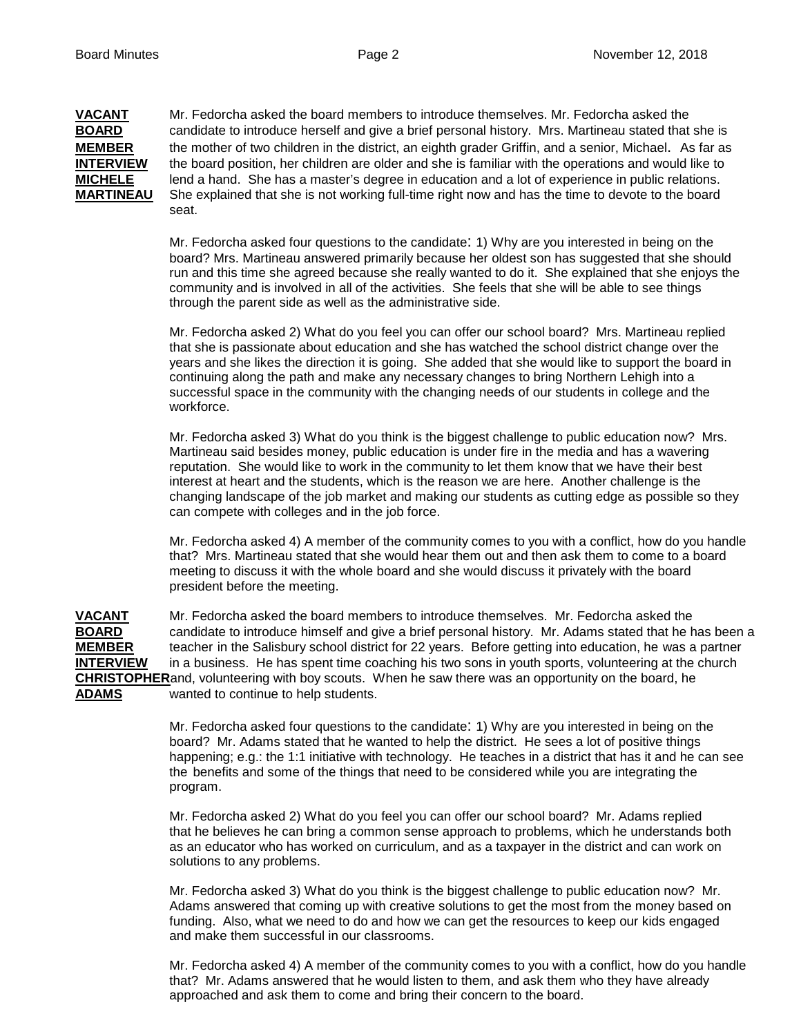**VACANT BOARD MEMBER INTERVIEW MICHELE MARTINEAU**

Mr. Fedorcha asked the board members to introduce themselves. Mr. Fedorcha asked the candidate to introduce herself and give a brief personal history. Mrs. Martineau stated that she is the mother of two children in the district, an eighth grader Griffin, and a senior, Michael. As far as the board position, her children are older and she is familiar with the operations and would like to lend a hand. She has a master's degree in education and a lot of experience in public relations. She explained that she is not working full-time right now and has the time to devote to the board seat.

Mr. Fedorcha asked four questions to the candidate: 1) Why are you interested in being on the board? Mrs. Martineau answered primarily because her oldest son has suggested that she should run and this time she agreed because she really wanted to do it. She explained that she enjoys the community and is involved in all of the activities. She feels that she will be able to see things through the parent side as well as the administrative side.

Mr. Fedorcha asked 2) What do you feel you can offer our school board? Mrs. Martineau replied that she is passionate about education and she has watched the school district change over the years and she likes the direction it is going. She added that she would like to support the board in continuing along the path and make any necessary changes to bring Northern Lehigh into a successful space in the community with the changing needs of our students in college and the workforce.

Mr. Fedorcha asked 3) What do you think is the biggest challenge to public education now? Mrs. Martineau said besides money, public education is under fire in the media and has a wavering reputation. She would like to work in the community to let them know that we have their best interest at heart and the students, which is the reason we are here. Another challenge is the changing landscape of the job market and making our students as cutting edge as possible so they can compete with colleges and in the job force.

Mr. Fedorcha asked 4) A member of the community comes to you with a conflict, how do you handle that? Mrs. Martineau stated that she would hear them out and then ask them to come to a board meeting to discuss it with the whole board and she would discuss it privately with the board president before the meeting.

**VACANT BOARD MEMBER INTERVIEW CHRISTOPHER ADAMS**

Mr. Fedorcha asked the board members to introduce themselves. Mr. Fedorcha asked the candidate to introduce himself and give a brief personal history. Mr. Adams stated that he has been a teacher in the Salisbury school district for 22 years. Before getting into education, he was a partner in a business. He has spent time coaching his two sons in youth sports, volunteering at the church and, volunteering with boy scouts. When he saw there was an opportunity on the board, he wanted to continue to help students.

Mr. Fedorcha asked four questions to the candidate: 1) Why are you interested in being on the board? Mr. Adams stated that he wanted to help the district. He sees a lot of positive things happening; e.g.: the 1:1 initiative with technology. He teaches in a district that has it and he can see the benefits and some of the things that need to be considered while you are integrating the program.

Mr. Fedorcha asked 2) What do you feel you can offer our school board? Mr. Adams replied that he believes he can bring a common sense approach to problems, which he understands both as an educator who has worked on curriculum, and as a taxpayer in the district and can work on solutions to any problems.

Mr. Fedorcha asked 3) What do you think is the biggest challenge to public education now? Mr. Adams answered that coming up with creative solutions to get the most from the money based on funding. Also, what we need to do and how we can get the resources to keep our kids engaged and make them successful in our classrooms.

Mr. Fedorcha asked 4) A member of the community comes to you with a conflict, how do you handle that? Mr. Adams answered that he would listen to them, and ask them who they have already approached and ask them to come and bring their concern to the board.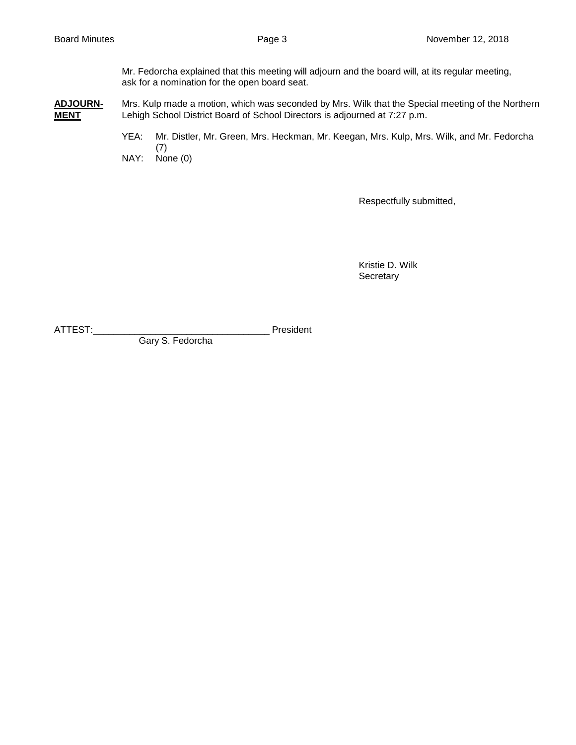Mr. Fedorcha explained that this meeting will adjourn and the board will, at its regular meeting, ask for a nomination for the open board seat.

**ADJOURNMENT** Mrs. Kulp made a motion, which was seconded by Mrs. Wilk that the Special meeting of the Northern Lehigh School District Board of School Directors is adjourned at 7:27 p.m.

YEA: Mr. Distler, Mr. Green, Mrs. Heckman, Mr. Keegan, Mrs. Kulp, Mrs. Wilk, and Mr. Fedorcha (7)

NAY: None (0)

Respectfully submitted,

Kristie D. Wilk
Secretary

ATTEST:_________________________________ President
Gary S. Fedorcha